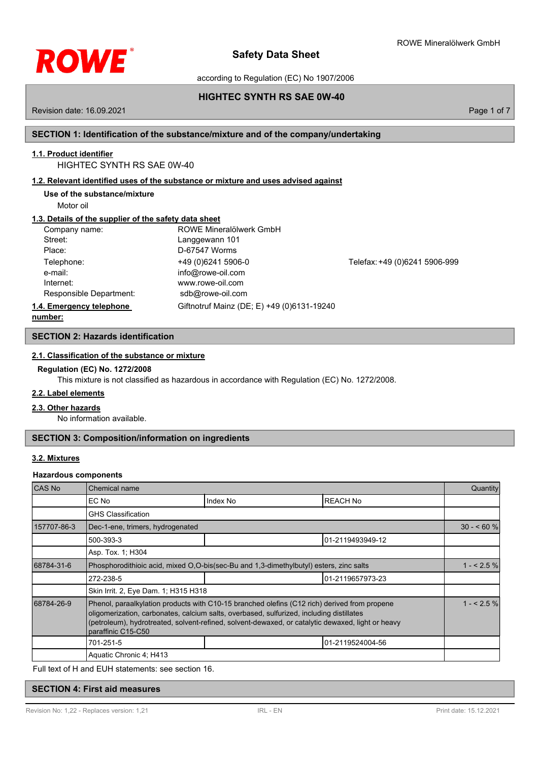# Safety Data Sheet

according to Regulation (EC) No 1907/2006

**HIGHTEC SYNTH RS SAE 0W-40**

Revision date: 16.09.2021

## SECTION 1: Identification of the substance/mixture and of the company/undertaking

### 1.1. Product identifier

HIGHTEC SYNTH RS SAE 0W-40

### 1.2. Relevant identified uses of the substance or mixture and uses advised against

**Use of the substance/mixture**

Motor oil

### 1.3. Details of the supplier of the safety data sheet

| | | |
|---|---|---|
| Company name: | ROWE Mineralölwerk GmbH | |
| Street: | Langgewann 101 | |
| Place: | D-67547 Worms | |
| Telephone: | +49 (0)6241 5906-0 | Telefax: +49 (0)6241 5906-999 |
| e-mail: | info@rowe-oil.com | |
| Internet: | www.rowe-oil.com | |
| Responsible Department: | sdb@rowe-oil.com | |

### 1.4. Emergency telephone number:

Giftnotruf Mainz (DE; E) +49 (0)6131-19240

## SECTION 2: Hazards identification

### 2.1. Classification of the substance or mixture

**Regulation (EC) No. 1272/2008**

This mixture is not classified as hazardous in accordance with Regulation (EC) No. 1272/2008.

### 2.2. Label elements

### 2.3. Other hazards

No information available.

## SECTION 3: Composition/information on ingredients

### 3.2. Mixtures

**Hazardous components**

| CAS No | Chemical name | | | Quantity |
|---|---|---|---|---|
| | EC No | Index No | REACH No | |
| | GHS Classification | | | |
| 157707-86-3 | Dec-1-ene, trimers, hydrogenated | | | 30 - < 60 % |
| | 500-393-3 | | 01-2119493949-12 | |
| | Asp. Tox. 1; H304 | | | |
| 68784-31-6 | Phosphorodithioic acid, mixed O,O-bis(sec-Bu and 1,3-dimethylbutyl) esters, zinc salts | | | 1 - < 2.5 % |
| | 272-238-5 | | 01-2119657973-23 | |
| | Skin Irrit. 2, Eye Dam. 1; H315 H318 | | | |
| 68784-26-9 | Phenol, paraalkylation products with C10-15 branched olefins (C12 rich) derived from propene oligomerization, carbonates, calcium salts, overbased, sulfurized, including distillates (petroleum), hydrotreated, solvent-refined, solvent-dewaxed, or catalytic dewaxed, light or heavy paraffinic C15-C50 | | | 1 - < 2.5 % |
| | 701-251-5 | | 01-2119524004-56 | |
| | Aquatic Chronic 4; H413 | | | |

Full text of H and EUH statements: see section 16.

## SECTION 4: First aid measures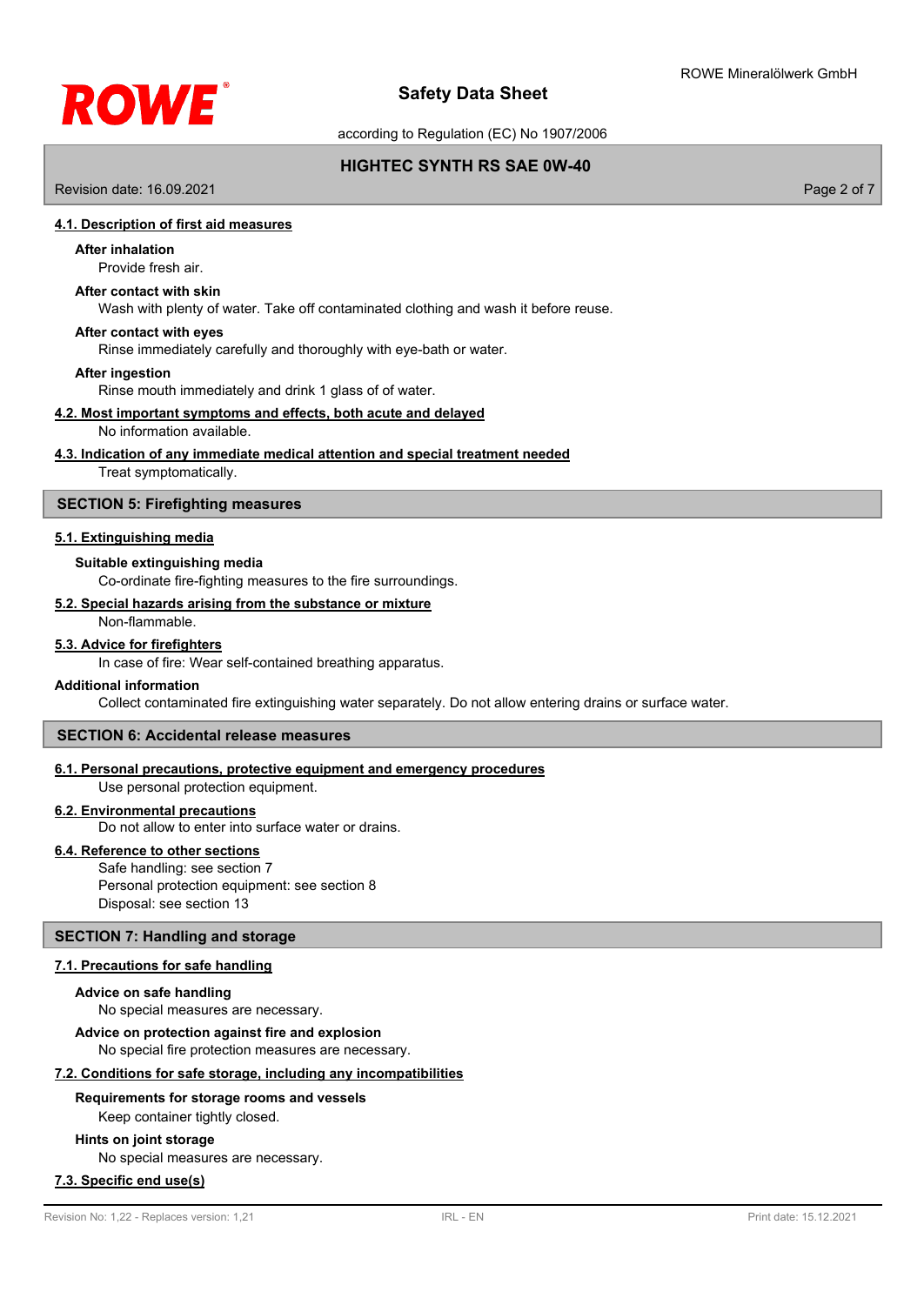### 4.1. Description of first aid measures

**After inhalation**

Provide fresh air.

**After contact with skin**

Wash with plenty of water. Take off contaminated clothing and wash it before reuse.

**After contact with eyes**

Rinse immediately carefully and thoroughly with eye-bath or water.

**After ingestion**

Rinse mouth immediately and drink 1 glass of of water.

### 4.2. Most important symptoms and effects, both acute and delayed

No information available.

### 4.3. Indication of any immediate medical attention and special treatment needed

Treat symptomatically.

## SECTION 5: Firefighting measures

### 5.1. Extinguishing media

**Suitable extinguishing media**

Co-ordinate fire-fighting measures to the fire surroundings.

### 5.2. Special hazards arising from the substance or mixture

Non-flammable.

### 5.3. Advice for firefighters

In case of fire: Wear self-contained breathing apparatus.

**Additional information**

Collect contaminated fire extinguishing water separately. Do not allow entering drains or surface water.

## SECTION 6: Accidental release measures

### 6.1. Personal precautions, protective equipment and emergency procedures

Use personal protection equipment.

### 6.2. Environmental precautions

Do not allow to enter into surface water or drains.

### 6.4. Reference to other sections

Safe handling: see section 7
Personal protection equipment: see section 8
Disposal: see section 13

## SECTION 7: Handling and storage

### 7.1. Precautions for safe handling

**Advice on safe handling**

No special measures are necessary.

**Advice on protection against fire and explosion**

No special fire protection measures are necessary.

### 7.2. Conditions for safe storage, including any incompatibilities

**Requirements for storage rooms and vessels**

Keep container tightly closed.

**Hints on joint storage**

No special measures are necessary.

### 7.3. Specific end use(s)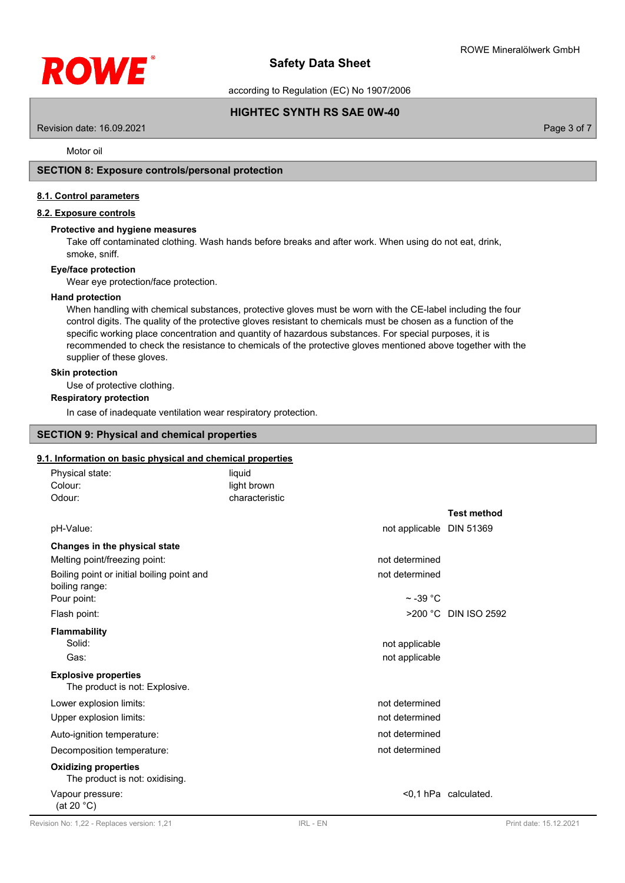Motor oil

## SECTION 8: Exposure controls/personal protection

### 8.1. Control parameters

### 8.2. Exposure controls

**Protective and hygiene measures**

Take off contaminated clothing. Wash hands before breaks and after work. When using do not eat, drink, smoke, sniff.

**Eye/face protection**

Wear eye protection/face protection.

**Hand protection**

When handling with chemical substances, protective gloves must be worn with the CE-label including the four control digits. The quality of the protective gloves resistant to chemicals must be chosen as a function of the specific working place concentration and quantity of hazardous substances. For special purposes, it is recommended to check the resistance to chemicals of the protective gloves mentioned above together with the supplier of these gloves.

**Skin protection**

Use of protective clothing.

**Respiratory protection**

In case of inadequate ventilation wear respiratory protection.

## SECTION 9: Physical and chemical properties

### 9.1. Information on basic physical and chemical properties

| | | |
|---|---|---|
| Physical state: | liquid | |
| Colour: | light brown | |
| Odour: | characteristic | |

| | | Test method |
|---|---|---|
| pH-Value: | not applicable | DIN 51369 |
| **Changes in the physical state** | | |
| Melting point/freezing point: | not determined | |
| Boiling point or initial boiling point and boiling range: | not determined | |
| Pour point: | ~ -39 °C | |
| Flash point: | >200 °C | DIN ISO 2592 |
| **Flammability** | | |
| Solid: | not applicable | |
| Gas: | not applicable | |

**Explosive properties**

The product is not: Explosive.

| | | |
|---|---|---|
| Lower explosion limits: | not determined | |
| Upper explosion limits: | not determined | |
| Auto-ignition temperature: | not determined | |
| Decomposition temperature: | not determined | |

**Oxidizing properties**

The product is not: oxidising.

| | | |
|---|---|---|
| Vapour pressure: (at 20 °C) | <0,1 hPa | calculated. |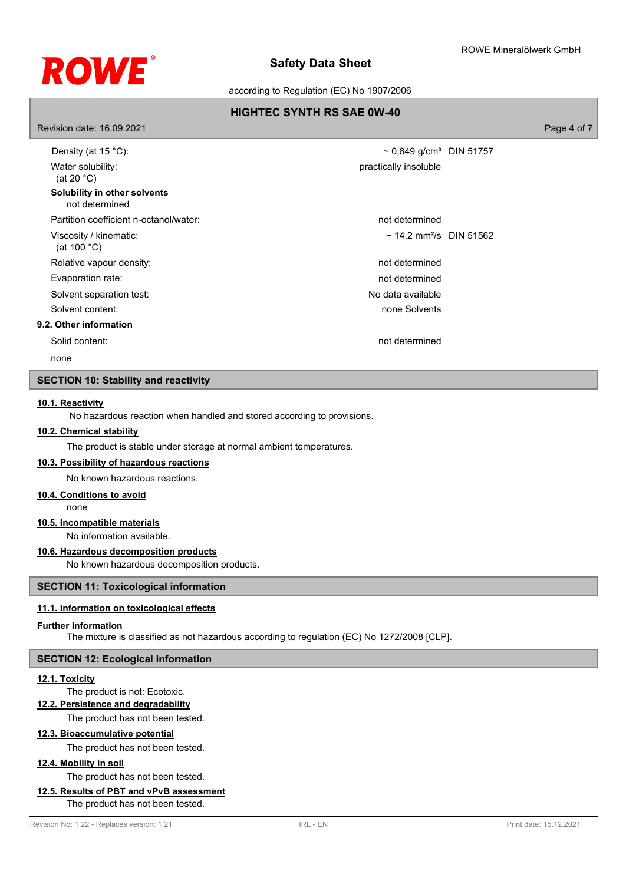| | | |
|---|---|---|
| Density (at 15 °C): | ~ 0,849 g/cm³ | DIN 51757 |
| Water solubility: (at 20 °C) | practically insoluble | |

**Solubility in other solvents**

not determined

| | | |
|---|---|---|
| Partition coefficient n-octanol/water: | not determined | |
| Viscosity / kinematic: (at 100 °C) | ~ 14,2 mm²/s | DIN 51562 |
| Relative vapour density: | not determined | |
| Evaporation rate: | not determined | |
| Solvent separation test: | No data available | |
| Solvent content: | none Solvents | |

### 9.2. Other information

| | |
|---|---|
| Solid content: | not determined |

none

## SECTION 10: Stability and reactivity

### 10.1. Reactivity

No hazardous reaction when handled and stored according to provisions.

### 10.2. Chemical stability

The product is stable under storage at normal ambient temperatures.

### 10.3. Possibility of hazardous reactions

No known hazardous reactions.

### 10.4. Conditions to avoid

none

### 10.5. Incompatible materials

No information available.

### 10.6. Hazardous decomposition products

No known hazardous decomposition products.

## SECTION 11: Toxicological information

### 11.1. Information on toxicological effects

**Further information**

The mixture is classified as not hazardous according to regulation (EC) No 1272/2008 [CLP].

## SECTION 12: Ecological information

### 12.1. Toxicity

The product is not: Ecotoxic.

### 12.2. Persistence and degradability

The product has not been tested.

### 12.3. Bioaccumulative potential

The product has not been tested.

### 12.4. Mobility in soil

The product has not been tested.

### 12.5. Results of PBT and vPvB assessment

The product has not been tested.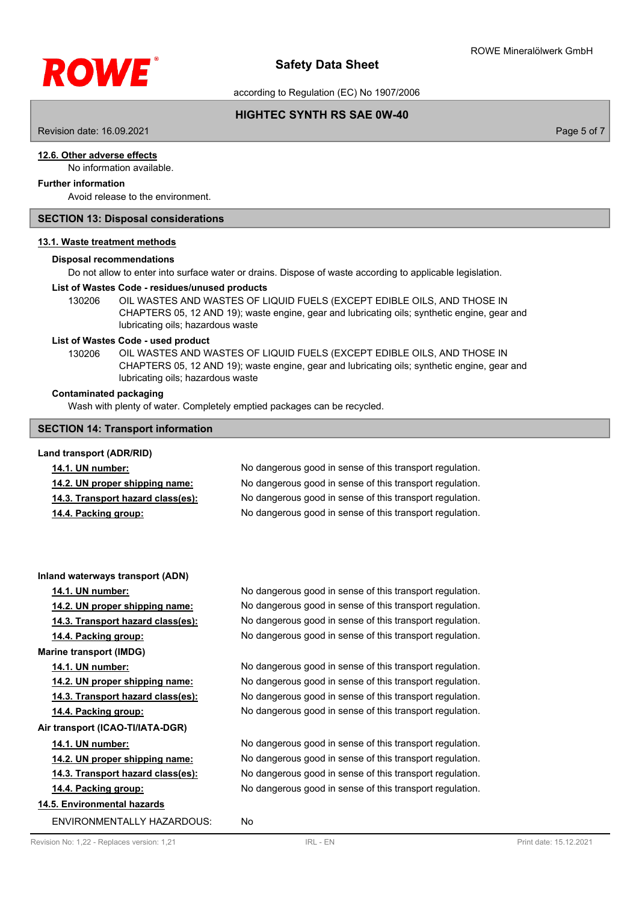#### 12.6. Other adverse effects

No information available.

**Further information**

Avoid release to the environment.

## SECTION 13: Disposal considerations

### 13.1. Waste treatment methods

**Disposal recommendations**

Do not allow to enter into surface water or drains. Dispose of waste according to applicable legislation.

**List of Wastes Code - residues/unused products**

130206 OIL WASTES AND WASTES OF LIQUID FUELS (EXCEPT EDIBLE OILS, AND THOSE IN CHAPTERS 05, 12 AND 19); waste engine, gear and lubricating oils; synthetic engine, gear and lubricating oils; hazardous waste

**List of Wastes Code - used product**

130206 OIL WASTES AND WASTES OF LIQUID FUELS (EXCEPT EDIBLE OILS, AND THOSE IN CHAPTERS 05, 12 AND 19); waste engine, gear and lubricating oils; synthetic engine, gear and lubricating oils; hazardous waste

**Contaminated packaging**

Wash with plenty of water. Completely emptied packages can be recycled.

## SECTION 14: Transport information

**Land transport (ADR/RID)**

| | |
|---|---|
| **14.1. UN number:** | No dangerous good in sense of this transport regulation. |
| **14.2. UN proper shipping name:** | No dangerous good in sense of this transport regulation. |
| **14.3. Transport hazard class(es):** | No dangerous good in sense of this transport regulation. |
| **14.4. Packing group:** | No dangerous good in sense of this transport regulation. |

**Inland waterways transport (ADN)**

| | |
|---|---|
| **14.1. UN number:** | No dangerous good in sense of this transport regulation. |
| **14.2. UN proper shipping name:** | No dangerous good in sense of this transport regulation. |
| **14.3. Transport hazard class(es):** | No dangerous good in sense of this transport regulation. |
| **14.4. Packing group:** | No dangerous good in sense of this transport regulation. |

**Marine transport (IMDG)**

| | |
|---|---|
| **14.1. UN number:** | No dangerous good in sense of this transport regulation. |
| **14.2. UN proper shipping name:** | No dangerous good in sense of this transport regulation. |
| **14.3. Transport hazard class(es):** | No dangerous good in sense of this transport regulation. |
| **14.4. Packing group:** | No dangerous good in sense of this transport regulation. |

**Air transport (ICAO-TI/IATA-DGR)**

| | |
|---|---|
| **14.1. UN number:** | No dangerous good in sense of this transport regulation. |
| **14.2. UN proper shipping name:** | No dangerous good in sense of this transport regulation. |
| **14.3. Transport hazard class(es):** | No dangerous good in sense of this transport regulation. |
| **14.4. Packing group:** | No dangerous good in sense of this transport regulation. |

#### 14.5. Environmental hazards

ENVIRONMENTALLY HAZARDOUS: No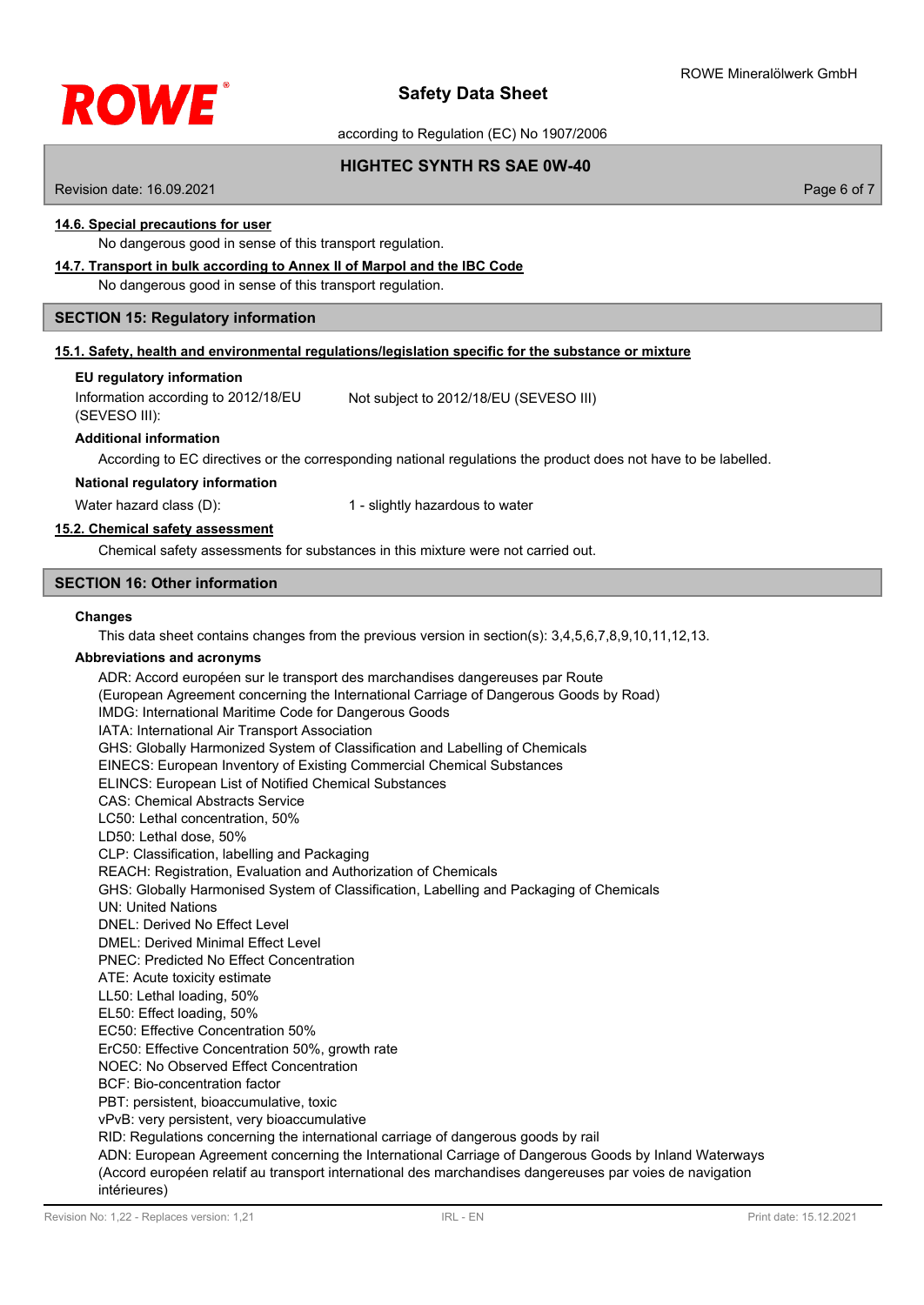#### 14.6. Special precautions for user

No dangerous good in sense of this transport regulation.

#### 14.7. Transport in bulk according to Annex II of Marpol and the IBC Code

No dangerous good in sense of this transport regulation.

## SECTION 15: Regulatory information

#### 15.1. Safety, health and environmental regulations/legislation specific for the substance or mixture

**EU regulatory information**

Information according to 2012/18/EU (SEVESO III): Not subject to 2012/18/EU (SEVESO III)

**Additional information**

According to EC directives or the corresponding national regulations the product does not have to be labelled.

**National regulatory information**

Water hazard class (D): 1 - slightly hazardous to water

#### 15.2. Chemical safety assessment

Chemical safety assessments for substances in this mixture were not carried out.

## SECTION 16: Other information

**Changes**

This data sheet contains changes from the previous version in section(s): 3,4,5,6,7,8,9,10,11,12,13.

**Abbreviations and acronyms**

ADR: Accord européen sur le transport des marchandises dangereuses par Route
(European Agreement concerning the International Carriage of Dangerous Goods by Road)
IMDG: International Maritime Code for Dangerous Goods
IATA: International Air Transport Association
GHS: Globally Harmonized System of Classification and Labelling of Chemicals
EINECS: European Inventory of Existing Commercial Chemical Substances
ELINCS: European List of Notified Chemical Substances
CAS: Chemical Abstracts Service
LC50: Lethal concentration, 50%
LD50: Lethal dose, 50%
CLP: Classification, labelling and Packaging
REACH: Registration, Evaluation and Authorization of Chemicals
GHS: Globally Harmonised System of Classification, Labelling and Packaging of Chemicals
UN: United Nations
DNEL: Derived No Effect Level
DMEL: Derived Minimal Effect Level
PNEC: Predicted No Effect Concentration
ATE: Acute toxicity estimate
LL50: Lethal loading, 50%
EL50: Effect loading, 50%
EC50: Effective Concentration 50%
ErC50: Effective Concentration 50%, growth rate
NOEC: No Observed Effect Concentration
BCF: Bio-concentration factor
PBT: persistent, bioaccumulative, toxic
vPvB: very persistent, very bioaccumulative
RID: Regulations concerning the international carriage of dangerous goods by rail
ADN: European Agreement concerning the International Carriage of Dangerous Goods by Inland Waterways
(Accord européen relatif au transport international des marchandises dangereuses par voies de navigation intérieures)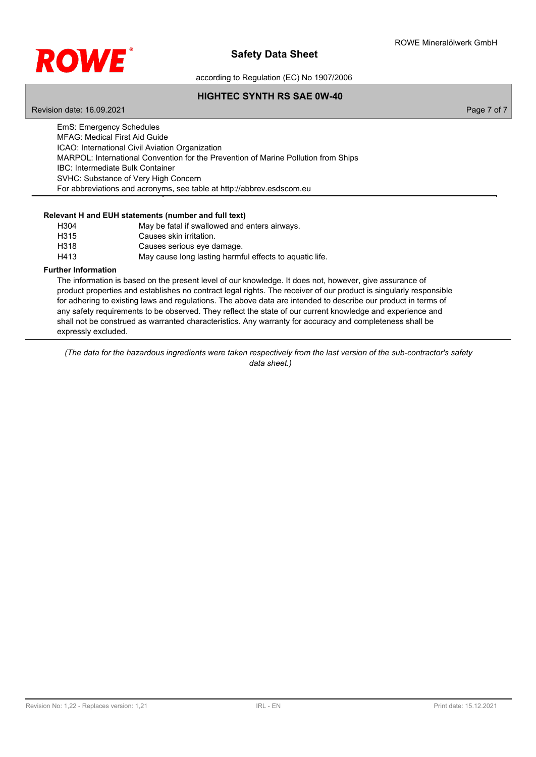EmS: Emergency Schedules
MFAG: Medical First Aid Guide
ICAO: International Civil Aviation Organization
MARPOL: International Convention for the Prevention of Marine Pollution from Ships
IBC: Intermediate Bulk Container
SVHC: Substance of Very High Concern
For abbreviations and acronyms, see table at http://abbrev.esdscom.eu

**Relevant H and EUH statements (number and full text)**

| | |
|---|---|
| H304 | May be fatal if swallowed and enters airways. |
| H315 | Causes skin irritation. |
| H318 | Causes serious eye damage. |
| H413 | May cause long lasting harmful effects to aquatic life. |

**Further Information**

The information is based on the present level of our knowledge. It does not, however, give assurance of product properties and establishes no contract legal rights. The receiver of our product is singularly responsible for adhering to existing laws and regulations. The above data are intended to describe our product in terms of any safety requirements to be observed. They reflect the state of our current knowledge and experience and shall not be construed as warranted characteristics. Any warranty for accuracy and completeness shall be expressly excluded.

*(The data for the hazardous ingredients were taken respectively from the last version of the sub-contractor's safety data sheet.)*